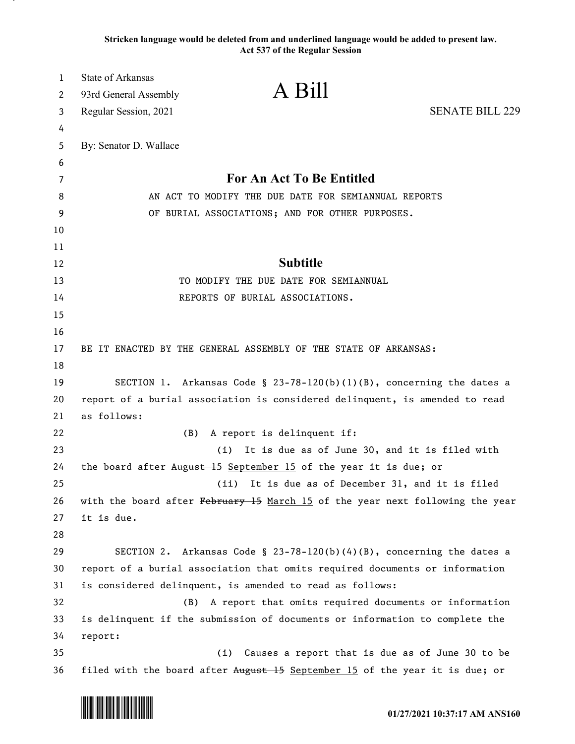Stricken language would be deleted from and underlined language would be added to present law.
Act 537 of the Regular Session

State of Arkansas
93rd General Assembly
Regular Session, 2021

# A Bill

SENATE BILL 229

By: Senator D. Wallace

## For An Act To Be Entitled

AN ACT TO MODIFY THE DUE DATE FOR SEMIANNUAL REPORTS OF BURIAL ASSOCIATIONS; AND FOR OTHER PURPOSES.

## Subtitle

TO MODIFY THE DUE DATE FOR SEMIANNUAL REPORTS OF BURIAL ASSOCIATIONS.

BE IT ENACTED BY THE GENERAL ASSEMBLY OF THE STATE OF ARKANSAS:

SECTION 1. Arkansas Code § 23-78-120(b)(1)(B), concerning the dates a report of a burial association is considered delinquent, is amended to read as follows:

(B) A report is delinquent if:

(i) It is due as of June 30, and it is filed with the board after ~~August 15~~ <u>September 15</u> of the year it is due; or

(ii) It is due as of December 31, and it is filed with the board after ~~February 15~~ <u>March 15</u> of the year next following the year it is due.

SECTION 2. Arkansas Code § 23-78-120(b)(4)(B), concerning the dates a report of a burial association that omits required documents or information is considered delinquent, is amended to read as follows:

(B) A report that omits required documents or information is delinquent if the submission of documents or information to complete the report:

(i) Causes a report that is due as of June 30 to be filed with the board after ~~August 15~~ <u>September 15</u> of the year it is due; or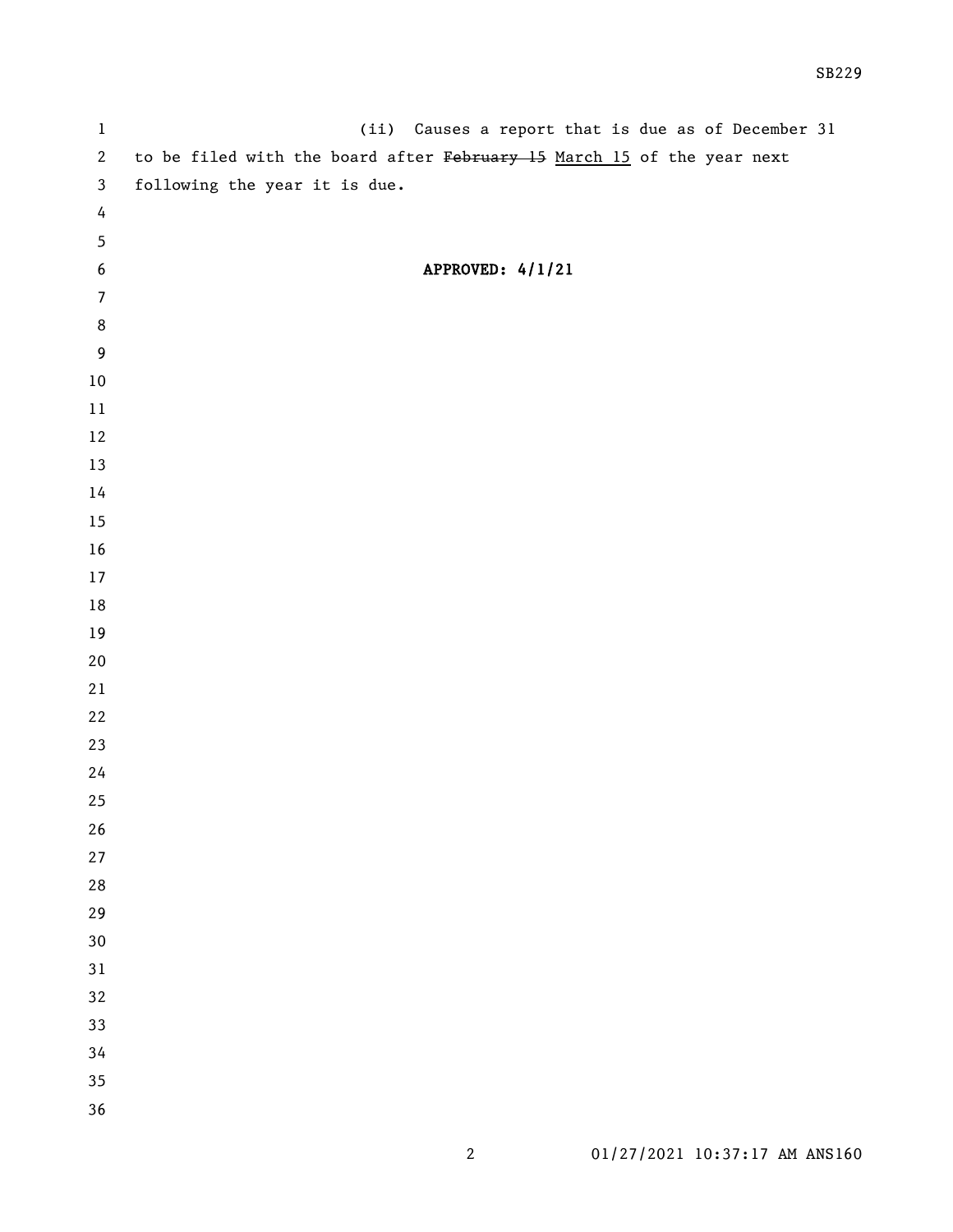(ii) Causes a report that is due as of December 31 to be filed with the board after ~~February 15~~ <u>March 15</u> of the year next following the year it is due.

**APPROVED: 4/1/21**